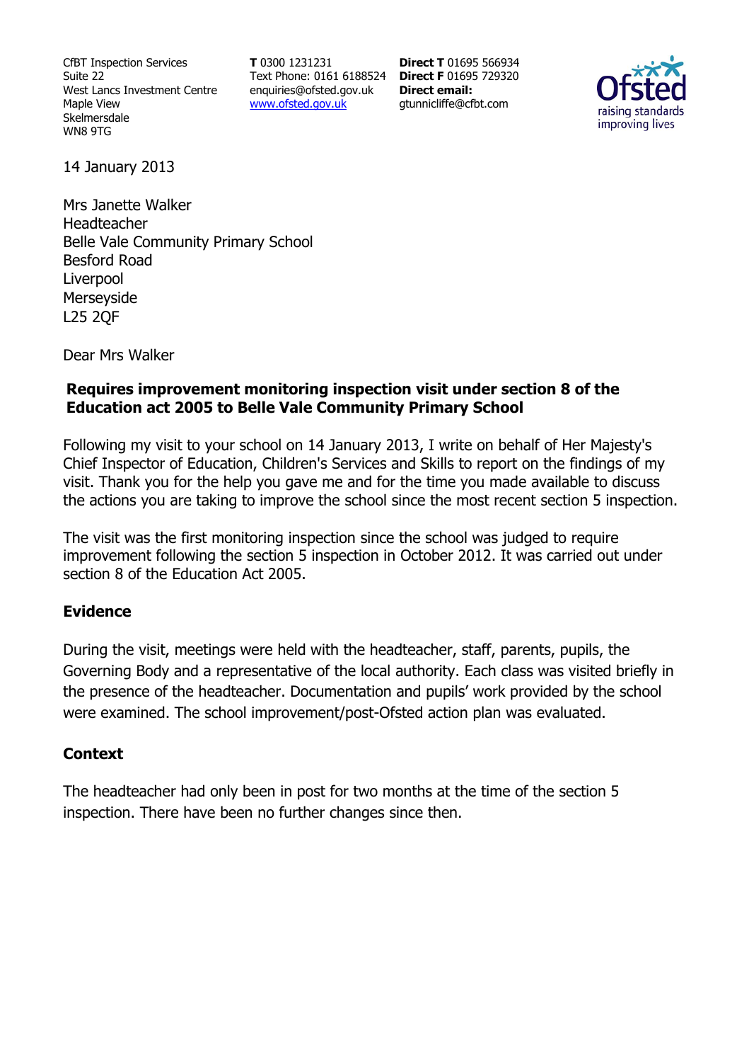CfBT Inspection Services
Suite 22
West Lancs Investment Centre
Maple View
Skelmersdale
WN8 9TG

**T** 0300 1231231
Text Phone: 0161 6188524
enquiries@ofsted.gov.uk
www.ofsted.gov.uk

**Direct T** 01695 566934
**Direct F** 01695 729320
**Direct email:**
gtunnicliffe@cfbt.com

14 January 2013

Mrs Janette Walker
Headteacher
Belle Vale Community Primary School
Besford Road
Liverpool
Merseyside
L25 2QF

Dear Mrs Walker

**Requires improvement monitoring inspection visit under section 8 of the Education act 2005 to Belle Vale Community Primary School**

Following my visit to your school on 14 January 2013, I write on behalf of Her Majesty's Chief Inspector of Education, Children's Services and Skills to report on the findings of my visit. Thank you for the help you gave me and for the time you made available to discuss the actions you are taking to improve the school since the most recent section 5 inspection.

The visit was the first monitoring inspection since the school was judged to require improvement following the section 5 inspection in October 2012. It was carried out under section 8 of the Education Act 2005.

## Evidence

During the visit, meetings were held with the headteacher, staff, parents, pupils, the Governing Body and a representative of the local authority. Each class was visited briefly in the presence of the headteacher. Documentation and pupils' work provided by the school were examined. The school improvement/post-Ofsted action plan was evaluated.

## Context

The headteacher had only been in post for two months at the time of the section 5 inspection. There have been no further changes since then.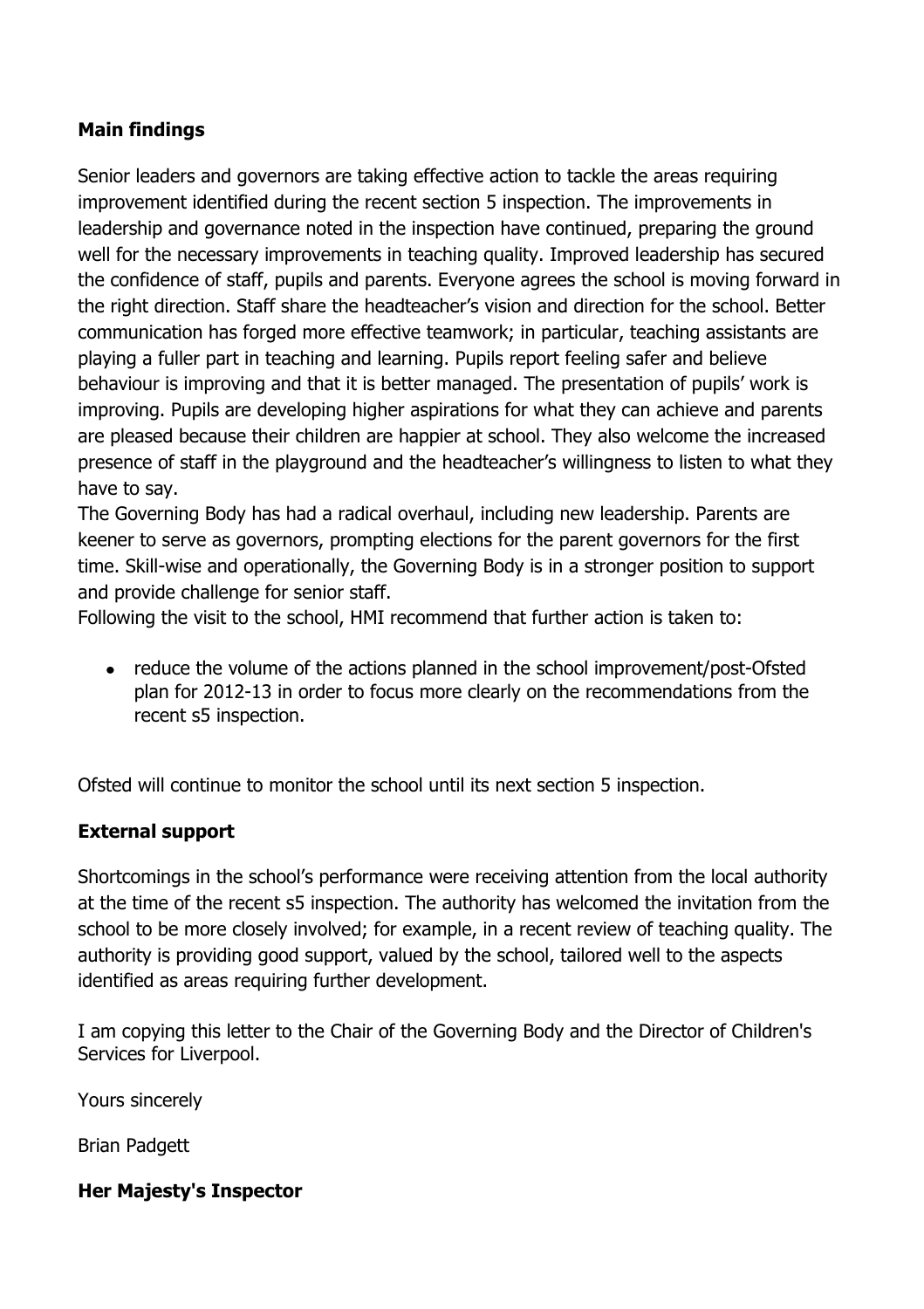## Main findings

Senior leaders and governors are taking effective action to tackle the areas requiring improvement identified during the recent section 5 inspection. The improvements in leadership and governance noted in the inspection have continued, preparing the ground well for the necessary improvements in teaching quality. Improved leadership has secured the confidence of staff, pupils and parents. Everyone agrees the school is moving forward in the right direction. Staff share the headteacher's vision and direction for the school. Better communication has forged more effective teamwork; in particular, teaching assistants are playing a fuller part in teaching and learning. Pupils report feeling safer and believe behaviour is improving and that it is better managed. The presentation of pupils' work is improving. Pupils are developing higher aspirations for what they can achieve and parents are pleased because their children are happier at school. They also welcome the increased presence of staff in the playground and the headteacher's willingness to listen to what they have to say.

The Governing Body has had a radical overhaul, including new leadership. Parents are keener to serve as governors, prompting elections for the parent governors for the first time. Skill-wise and operationally, the Governing Body is in a stronger position to support and provide challenge for senior staff.

Following the visit to the school, HMI recommend that further action is taken to:

- reduce the volume of the actions planned in the school improvement/post-Ofsted plan for 2012-13 in order to focus more clearly on the recommendations from the recent s5 inspection.

Ofsted will continue to monitor the school until its next section 5 inspection.

## External support

Shortcomings in the school's performance were receiving attention from the local authority at the time of the recent s5 inspection. The authority has welcomed the invitation from the school to be more closely involved; for example, in a recent review of teaching quality. The authority is providing good support, valued by the school, tailored well to the aspects identified as areas requiring further development.

I am copying this letter to the Chair of the Governing Body and the Director of Children's Services for Liverpool.

Yours sincerely

Brian Padgett

**Her Majesty's Inspector**